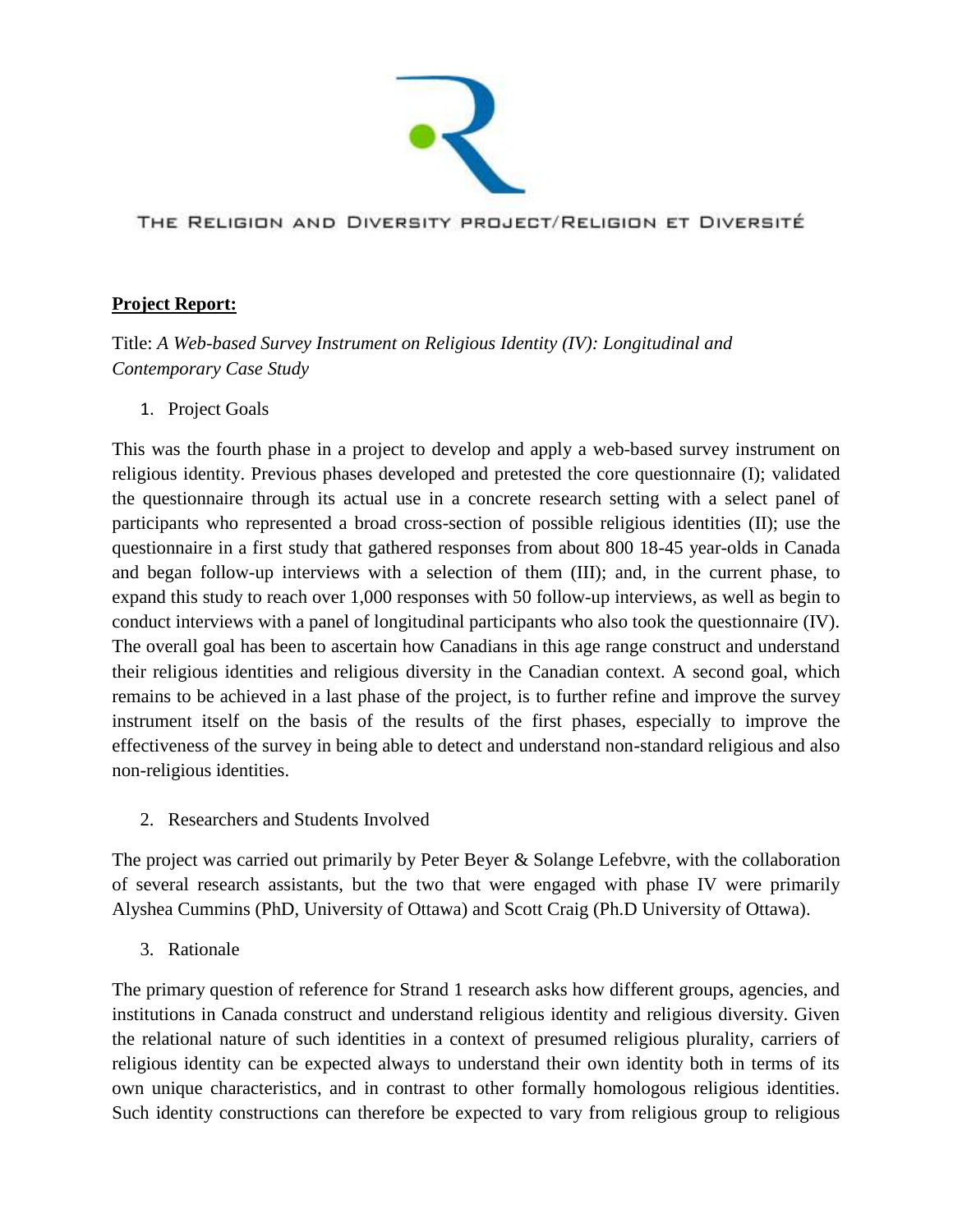THE RELIGION AND DIVERSITY PROJECT/RELIGION ET DIVERSITÉ

**Project Report:**

Title: *A Web-based Survey Instrument on Religious Identity (IV): Longitudinal and Contemporary Case Study*

1. Project Goals

This was the fourth phase in a project to develop and apply a web-based survey instrument on religious identity. Previous phases developed and pretested the core questionnaire (I); validated the questionnaire through its actual use in a concrete research setting with a select panel of participants who represented a broad cross-section of possible religious identities (II); use the questionnaire in a first study that gathered responses from about 800 18-45 year-olds in Canada and began follow-up interviews with a selection of them (III); and, in the current phase, to expand this study to reach over 1,000 responses with 50 follow-up interviews, as well as begin to conduct interviews with a panel of longitudinal participants who also took the questionnaire (IV). The overall goal has been to ascertain how Canadians in this age range construct and understand their religious identities and religious diversity in the Canadian context. A second goal, which remains to be achieved in a last phase of the project, is to further refine and improve the survey instrument itself on the basis of the results of the first phases, especially to improve the effectiveness of the survey in being able to detect and understand non-standard religious and also non-religious identities.

2. Researchers and Students Involved

The project was carried out primarily by Peter Beyer & Solange Lefebvre, with the collaboration of several research assistants, but the two that were engaged with phase IV were primarily Alyshea Cummins (PhD, University of Ottawa) and Scott Craig (Ph.D University of Ottawa).

3. Rationale

The primary question of reference for Strand 1 research asks how different groups, agencies, and institutions in Canada construct and understand religious identity and religious diversity. Given the relational nature of such identities in a context of presumed religious plurality, carriers of religious identity can be expected always to understand their own identity both in terms of its own unique characteristics, and in contrast to other formally homologous religious identities. Such identity constructions can therefore be expected to vary from religious group to religious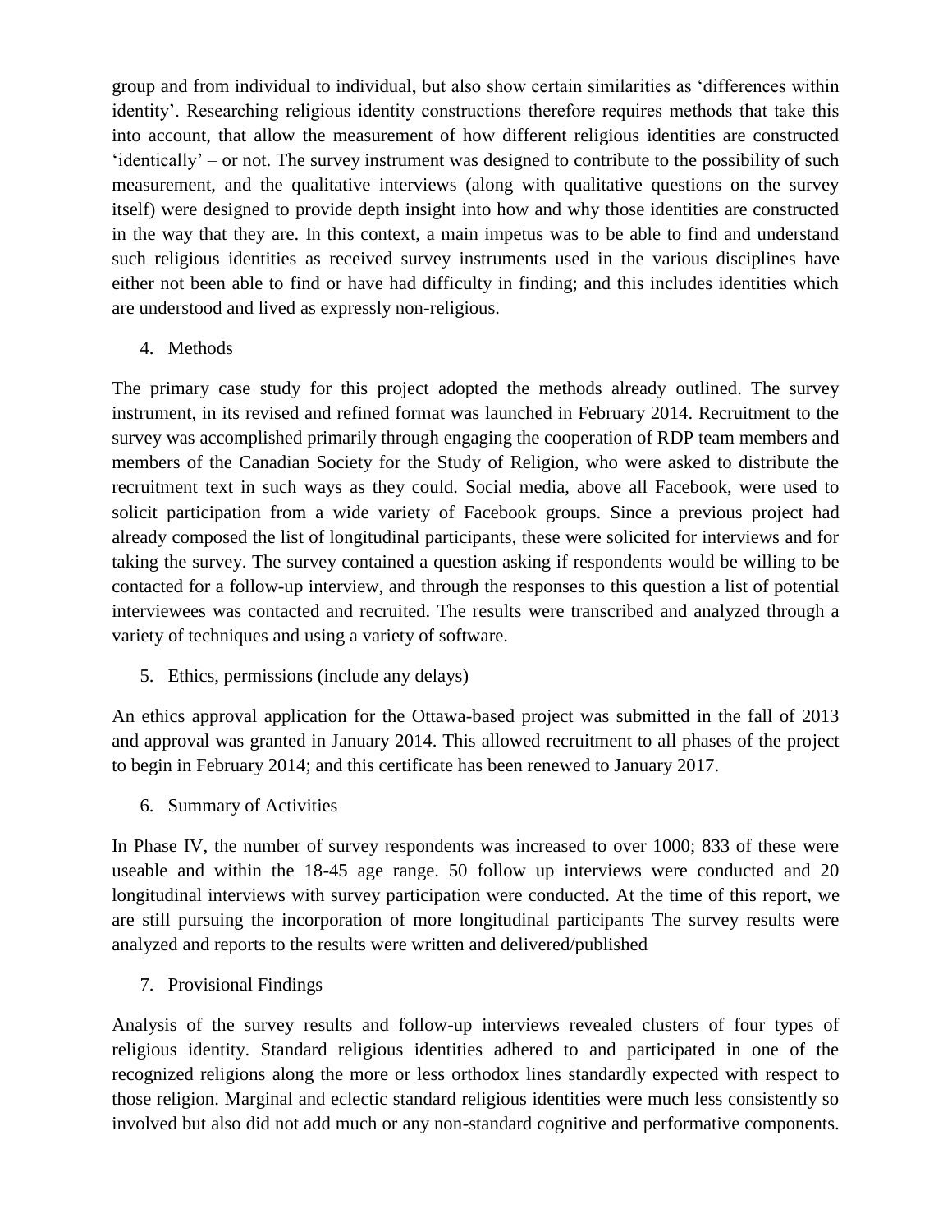group and from individual to individual, but also show certain similarities as 'differences within identity'. Researching religious identity constructions therefore requires methods that take this into account, that allow the measurement of how different religious identities are constructed 'identically' – or not. The survey instrument was designed to contribute to the possibility of such measurement, and the qualitative interviews (along with qualitative questions on the survey itself) were designed to provide depth insight into how and why those identities are constructed in the way that they are. In this context, a main impetus was to be able to find and understand such religious identities as received survey instruments used in the various disciplines have either not been able to find or have had difficulty in finding; and this includes identities which are understood and lived as expressly non-religious.

4. Methods

The primary case study for this project adopted the methods already outlined. The survey instrument, in its revised and refined format was launched in February 2014. Recruitment to the survey was accomplished primarily through engaging the cooperation of RDP team members and members of the Canadian Society for the Study of Religion, who were asked to distribute the recruitment text in such ways as they could. Social media, above all Facebook, were used to solicit participation from a wide variety of Facebook groups. Since a previous project had already composed the list of longitudinal participants, these were solicited for interviews and for taking the survey. The survey contained a question asking if respondents would be willing to be contacted for a follow-up interview, and through the responses to this question a list of potential interviewees was contacted and recruited. The results were transcribed and analyzed through a variety of techniques and using a variety of software.

5. Ethics, permissions (include any delays)

An ethics approval application for the Ottawa-based project was submitted in the fall of 2013 and approval was granted in January 2014. This allowed recruitment to all phases of the project to begin in February 2014; and this certificate has been renewed to January 2017.

6. Summary of Activities

In Phase IV, the number of survey respondents was increased to over 1000; 833 of these were useable and within the 18-45 age range. 50 follow up interviews were conducted and 20 longitudinal interviews with survey participation were conducted. At the time of this report, we are still pursuing the incorporation of more longitudinal participants The survey results were analyzed and reports to the results were written and delivered/published

7. Provisional Findings

Analysis of the survey results and follow-up interviews revealed clusters of four types of religious identity. Standard religious identities adhered to and participated in one of the recognized religions along the more or less orthodox lines standardly expected with respect to those religion. Marginal and eclectic standard religious identities were much less consistently so involved but also did not add much or any non-standard cognitive and performative components.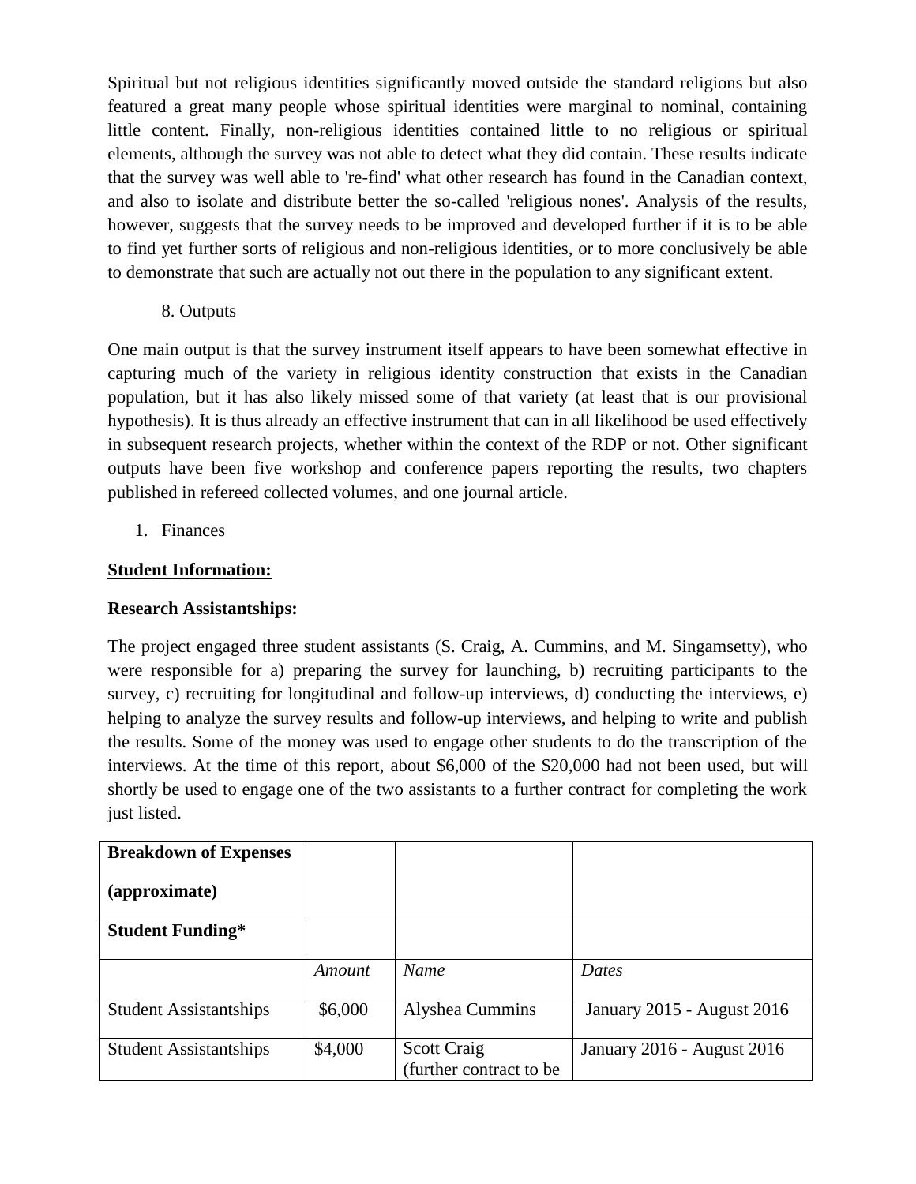Spiritual but not religious identities significantly moved outside the standard religions but also featured a great many people whose spiritual identities were marginal to nominal, containing little content. Finally, non-religious identities contained little to no religious or spiritual elements, although the survey was not able to detect what they did contain. These results indicate that the survey was well able to 're-find' what other research has found in the Canadian context, and also to isolate and distribute better the so-called 'religious nones'. Analysis of the results, however, suggests that the survey needs to be improved and developed further if it is to be able to find yet further sorts of religious and non-religious identities, or to more conclusively be able to demonstrate that such are actually not out there in the population to any significant extent.

8. Outputs

One main output is that the survey instrument itself appears to have been somewhat effective in capturing much of the variety in religious identity construction that exists in the Canadian population, but it has also likely missed some of that variety (at least that is our provisional hypothesis). It is thus already an effective instrument that can in all likelihood be used effectively in subsequent research projects, whether within the context of the RDP or not. Other significant outputs have been five workshop and conference papers reporting the results, two chapters published in refereed collected volumes, and one journal article.

1. Finances

**Student Information:**

**Research Assistantships:**

The project engaged three student assistants (S. Craig, A. Cummins, and M. Singamsetty), who were responsible for a) preparing the survey for launching, b) recruiting participants to the survey, c) recruiting for longitudinal and follow-up interviews, d) conducting the interviews, e) helping to analyze the survey results and follow-up interviews, and helping to write and publish the results. Some of the money was used to engage other students to do the transcription of the interviews. At the time of this report, about $6,000 of the $20,000 had not been used, but will shortly be used to engage one of the two assistants to a further contract for completing the work just listed.

| **Breakdown of Expenses (approximate)** | | | |
|---|---|---|---|
| **Student Funding*** | | | |
| | *Amount* | *Name* | *Dates* |
| Student Assistantships | $6,000 | Alyshea Cummins | January 2015 - August 2016 |
| Student Assistantships | $4,000 | Scott Craig (further contract to be | January 2016 - August 2016 |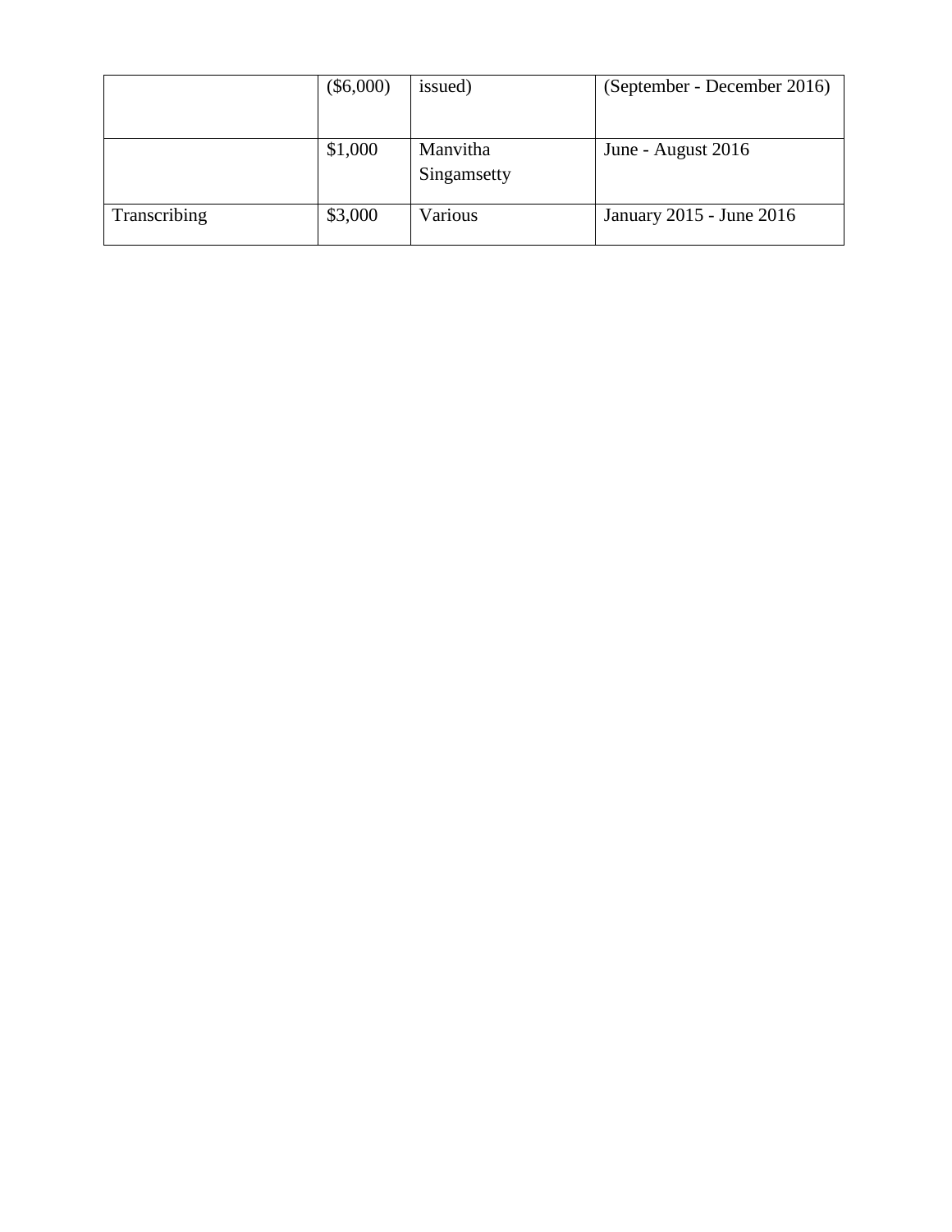| | | | |
|---|---|---|---|
| | ($6,000) | issued) | (September - December 2016) |
| | $1,000 | Manvitha Singamsetty | June - August 2016 |
| Transcribing | $3,000 | Various | January 2015 - June 2016 |